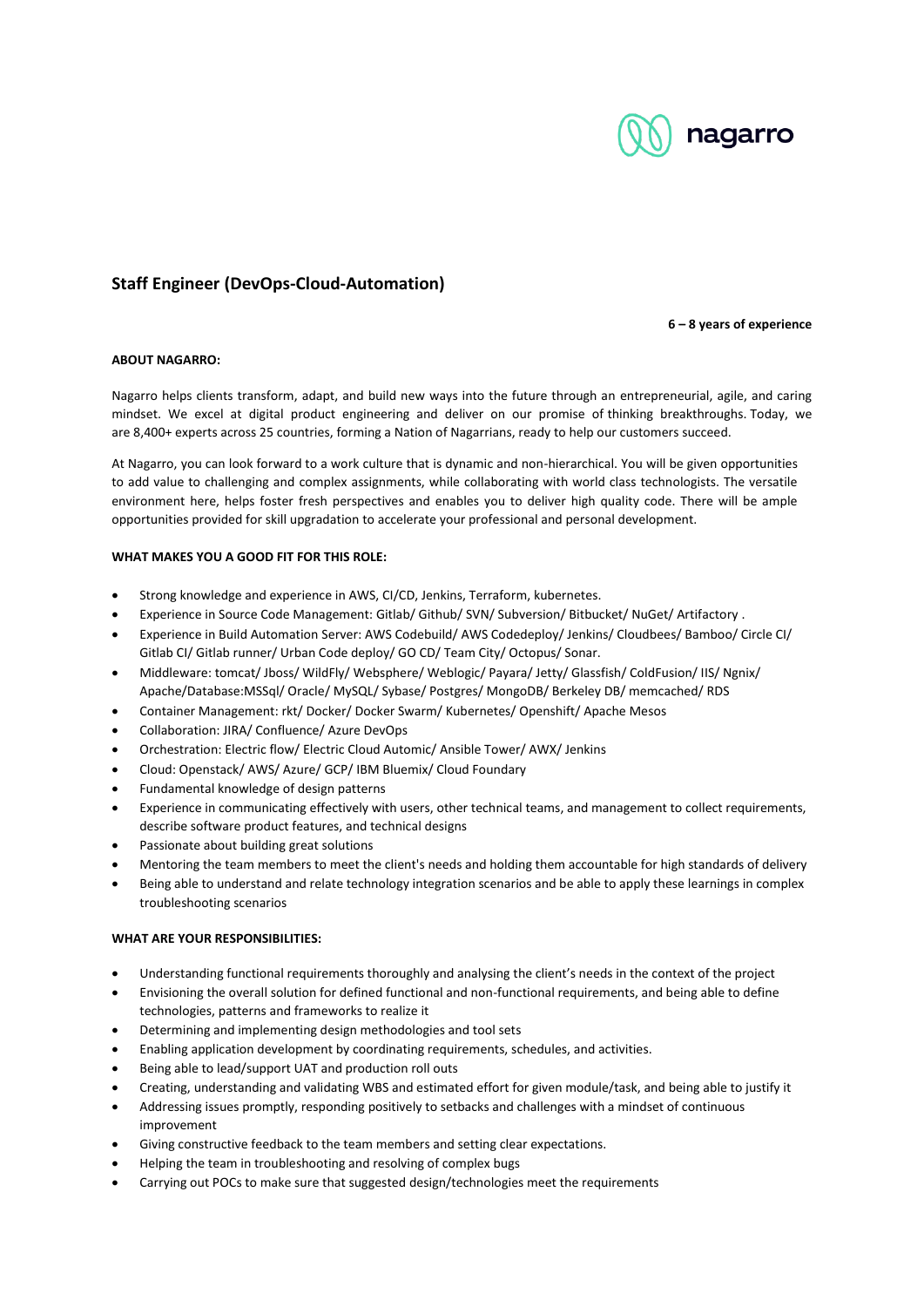# Staff Engineer (DevOps-Cloud-Automation)

**6 – 8 years of experience**

**ABOUT NAGARRO:**

Nagarro helps clients transform, adapt, and build new ways into the future through an entrepreneurial, agile, and caring mindset. We excel at digital product engineering and deliver on our promise of thinking breakthroughs. Today, we are 8,400+ experts across 25 countries, forming a Nation of Nagarrians, ready to help our customers succeed.

At Nagarro, you can look forward to a work culture that is dynamic and non-hierarchical. You will be given opportunities to add value to challenging and complex assignments, while collaborating with world class technologists. The versatile environment here, helps foster fresh perspectives and enables you to deliver high quality code. There will be ample opportunities provided for skill upgradation to accelerate your professional and personal development.

**WHAT MAKES YOU A GOOD FIT FOR THIS ROLE:**

- Strong knowledge and experience in AWS, CI/CD, Jenkins, Terraform, kubernetes.
- Experience in Source Code Management: Gitlab/ Github/ SVN/ Subversion/ Bitbucket/ NuGet/ Artifactory .
- Experience in Build Automation Server: AWS Codebuild/ AWS Codedeploy/ Jenkins/ Cloudbees/ Bamboo/ Circle CI/ Gitlab CI/ Gitlab runner/ Urban Code deploy/ GO CD/ Team City/ Octopus/ Sonar.
- Middleware: tomcat/ Jboss/ WildFly/ Websphere/ Weblogic/ Payara/ Jetty/ Glassfish/ ColdFusion/ IIS/ Ngnix/ Apache/Database:MSSql/ Oracle/ MySQL/ Sybase/ Postgres/ MongoDB/ Berkeley DB/ memcached/ RDS
- Container Management: rkt/ Docker/ Docker Swarm/ Kubernetes/ Openshift/ Apache Mesos
- Collaboration: JIRA/ Confluence/ Azure DevOps
- Orchestration: Electric flow/ Electric Cloud Automic/ Ansible Tower/ AWX/ Jenkins
- Cloud: Openstack/ AWS/ Azure/ GCP/ IBM Bluemix/ Cloud Foundary
- Fundamental knowledge of design patterns
- Experience in communicating effectively with users, other technical teams, and management to collect requirements, describe software product features, and technical designs
- Passionate about building great solutions
- Mentoring the team members to meet the client's needs and holding them accountable for high standards of delivery
- Being able to understand and relate technology integration scenarios and be able to apply these learnings in complex troubleshooting scenarios

**WHAT ARE YOUR RESPONSIBILITIES:**

- Understanding functional requirements thoroughly and analysing the client's needs in the context of the project
- Envisioning the overall solution for defined functional and non-functional requirements, and being able to define technologies, patterns and frameworks to realize it
- Determining and implementing design methodologies and tool sets
- Enabling application development by coordinating requirements, schedules, and activities.
- Being able to lead/support UAT and production roll outs
- Creating, understanding and validating WBS and estimated effort for given module/task, and being able to justify it
- Addressing issues promptly, responding positively to setbacks and challenges with a mindset of continuous improvement
- Giving constructive feedback to the team members and setting clear expectations.
- Helping the team in troubleshooting and resolving of complex bugs
- Carrying out POCs to make sure that suggested design/technologies meet the requirements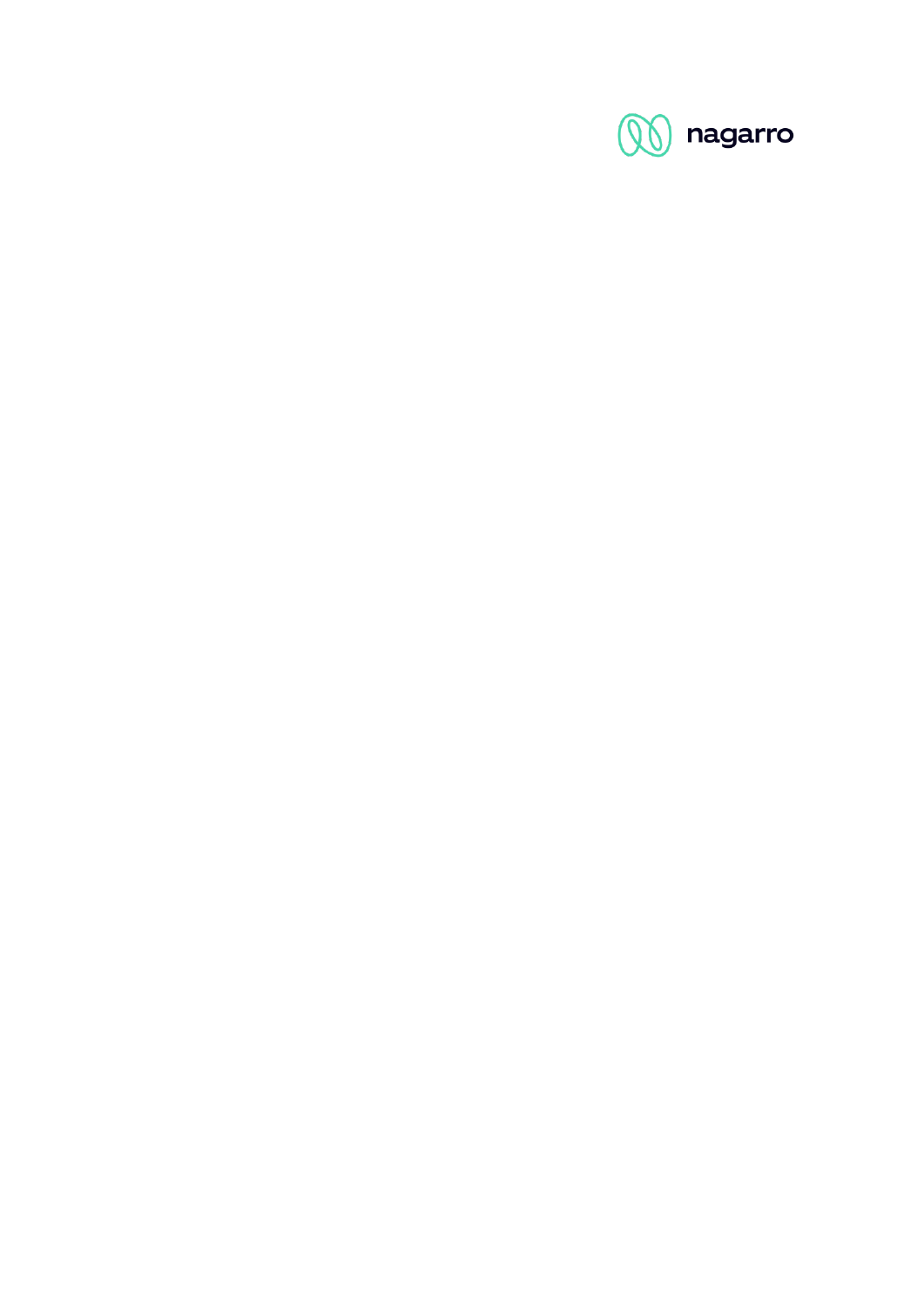nagarro